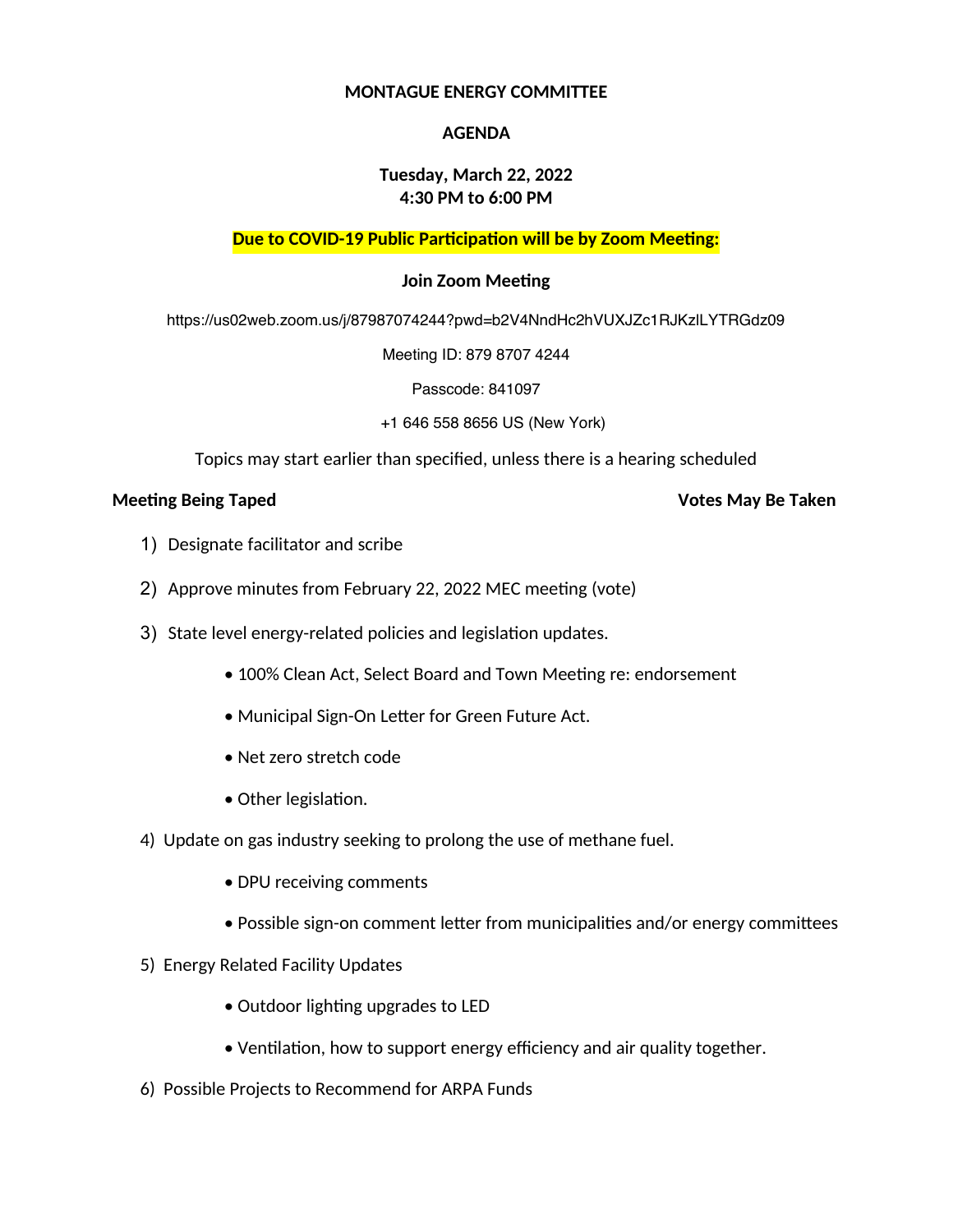**MONTAGUE ENERGY COMMITTEE**

**AGENDA**

**Tuesday, March 22, 2022**
**4:30 PM to 6:00 PM**

**Due to COVID-19 Public Participation will be by Zoom Meeting:**

**Join Zoom Meeting**

https://us02web.zoom.us/j/87987074244?pwd=b2V4NndHc2hVUXJZc1RJKzlLYTRGdz09

Meeting ID: 879 8707 4244

Passcode: 841097

+1 646 558 8656 US (New York)

Topics may start earlier than specified, unless there is a hearing scheduled

**Meeting Being Taped** **Votes May Be Taken**

1) Designate facilitator and scribe
2) Approve minutes from February 22, 2022 MEC meeting (vote)
3) State level energy-related policies and legislation updates.
   - 100% Clean Act, Select Board and Town Meeting re: endorsement
   - Municipal Sign-On Letter for Green Future Act.
   - Net zero stretch code
   - Other legislation.
4) Update on gas industry seeking to prolong the use of methane fuel.
   - DPU receiving comments
   - Possible sign-on comment letter from municipalities and/or energy committees
5) Energy Related Facility Updates
   - Outdoor lighting upgrades to LED
   - Ventilation, how to support energy efficiency and air quality together.
6) Possible Projects to Recommend for ARPA Funds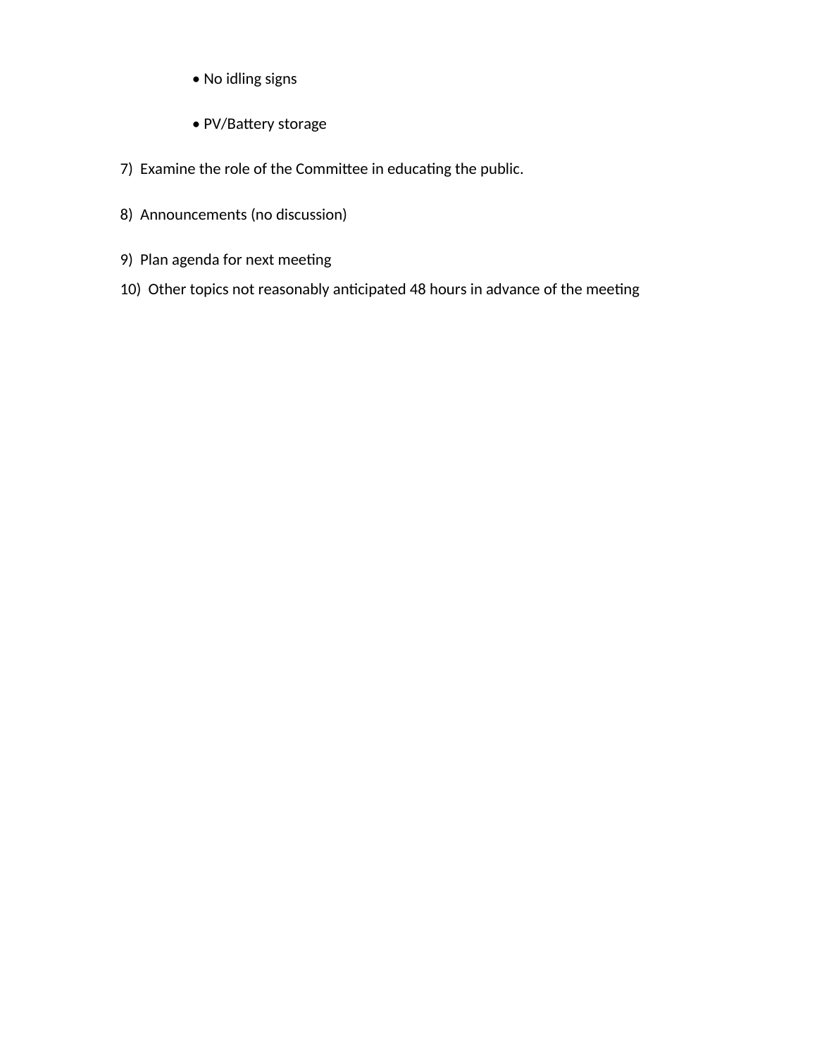- No idling signs
- PV/Battery storage

7) Examine the role of the Committee in educating the public.

8) Announcements (no discussion)

9) Plan agenda for next meeting

10) Other topics not reasonably anticipated 48 hours in advance of the meeting